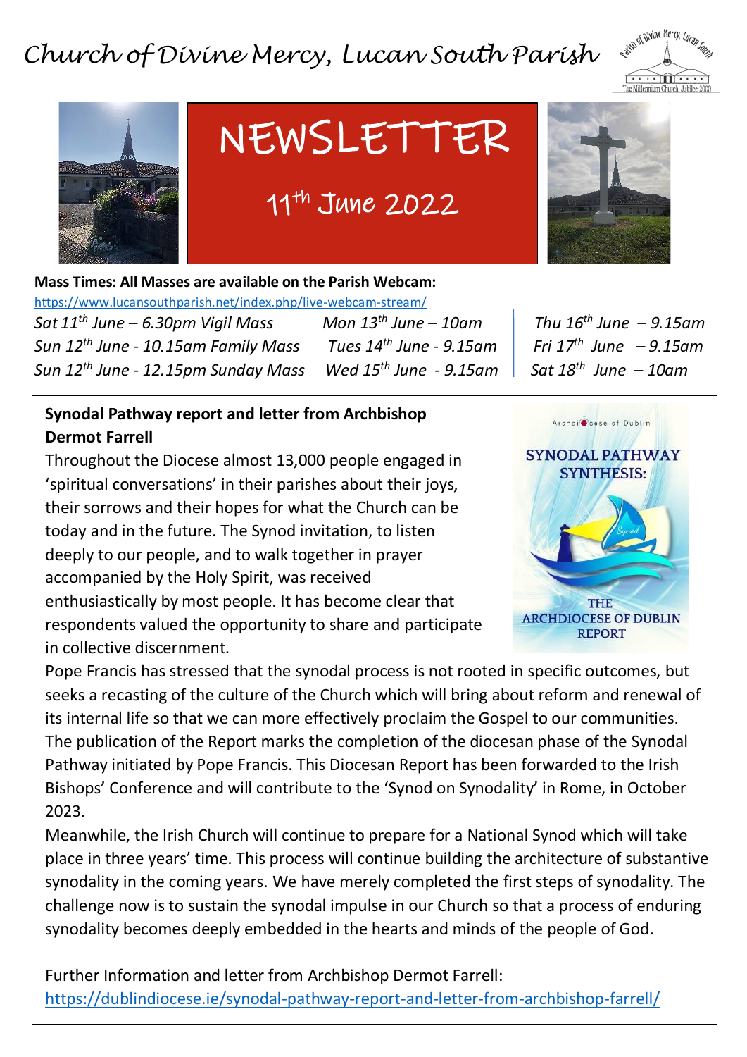# Church of Divine Mercy, Lucan South Parish

# NEWSLETTER

## 11th June 2022

**Mass Times: All Masses are available on the Parish Webcam:**
https://www.lucansouthparish.net/index.php/live-webcam-stream/

*Sat 11th June – 6.30pm Vigil Mass*
*Sun 12th June - 10.15am Family Mass*
*Sun 12th June - 12.15pm Sunday Mass*
*Mon 13th June – 10am*
*Tues 14th June - 9.15am*
*Wed 15th June - 9.15am*
*Thu 16th June – 9.15am*
*Fri 17th June – 9.15am*
*Sat 18th June – 10am*

### Synodal Pathway report and letter from Archbishop Dermot Farrell

Throughout the Diocese almost 13,000 people engaged in 'spiritual conversations' in their parishes about their joys, their sorrows and their hopes for what the Church can be today and in the future. The Synod invitation, to listen deeply to our people, and to walk together in prayer accompanied by the Holy Spirit, was received enthusiastically by most people. It has become clear that respondents valued the opportunity to share and participate in collective discernment.

Pope Francis has stressed that the synodal process is not rooted in specific outcomes, but seeks a recasting of the culture of the Church which will bring about reform and renewal of its internal life so that we can more effectively proclaim the Gospel to our communities. The publication of the Report marks the completion of the diocesan phase of the Synodal Pathway initiated by Pope Francis. This Diocesan Report has been forwarded to the Irish Bishops' Conference and will contribute to the 'Synod on Synodality' in Rome, in October 2023.

Meanwhile, the Irish Church will continue to prepare for a National Synod which will take place in three years' time. This process will continue building the architecture of substantive synodality in the coming years. We have merely completed the first steps of synodality. The challenge now is to sustain the synodal impulse in our Church so that a process of enduring synodality becomes deeply embedded in the hearts and minds of the people of God.

Further Information and letter from Archbishop Dermot Farrell:
https://dublindiocese.ie/synodal-pathway-report-and-letter-from-archbishop-farrell/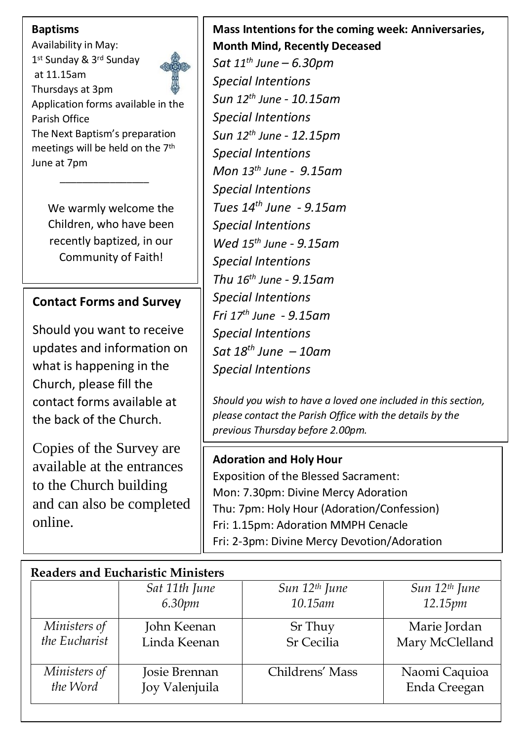## Baptisms

Availability in May:
1st Sunday & 3rd Sunday at 11.15am
Thursdays at 3pm
Application forms available in the Parish Office
The Next Baptism's preparation meetings will be held on the 7th June at 7pm

---

We warmly welcome the Children, who have been recently baptized, in our Community of Faith!

## Contact Forms and Survey

Should you want to receive updates and information on what is happening in the Church, please fill the contact forms available at the back of the Church.

Copies of the Survey are available at the entrances to the Church building and can also be completed online.

## Mass Intentions for the coming week: Anniversaries, Month Mind, Recently Deceased

*Sat 11th June – 6.30pm*
*Special Intentions*
*Sun 12th June - 10.15am*
*Special Intentions*
*Sun 12th June - 12.15pm*
*Special Intentions*
*Mon 13th June - 9.15am*
*Special Intentions*
*Tues 14th June - 9.15am*
*Special Intentions*
*Wed 15th June - 9.15am*
*Special Intentions*
*Thu 16th June - 9.15am*
*Special Intentions*
*Fri 17th June - 9.15am*
*Special Intentions*
*Sat 18th June – 10am*
*Special Intentions*

*Should you wish to have a loved one included in this section, please contact the Parish Office with the details by the previous Thursday before 2.00pm.*

## Adoration and Holy Hour

Exposition of the Blessed Sacrament:
Mon: 7.30pm: Divine Mercy Adoration
Thu: 7pm: Holy Hour (Adoration/Confession)
Fri: 1.15pm: Adoration MMPH Cenacle
Fri: 2-3pm: Divine Mercy Devotion/Adoration

## Readers and Eucharistic Ministers

| | *Sat 11th June 6.30pm* | *Sun 12th June 10.15am* | *Sun 12th June 12.15pm* |
|---|---|---|---|
| *Ministers of the Eucharist* | John Keenan<br>Linda Keenan | Sr Thuy<br>Sr Cecilia | Marie Jordan<br>Mary McClelland |
| *Ministers of the Word* | Josie Brennan<br>Joy Valenjuila | Childrens' Mass | Naomi Caquioa<br>Enda Creegan |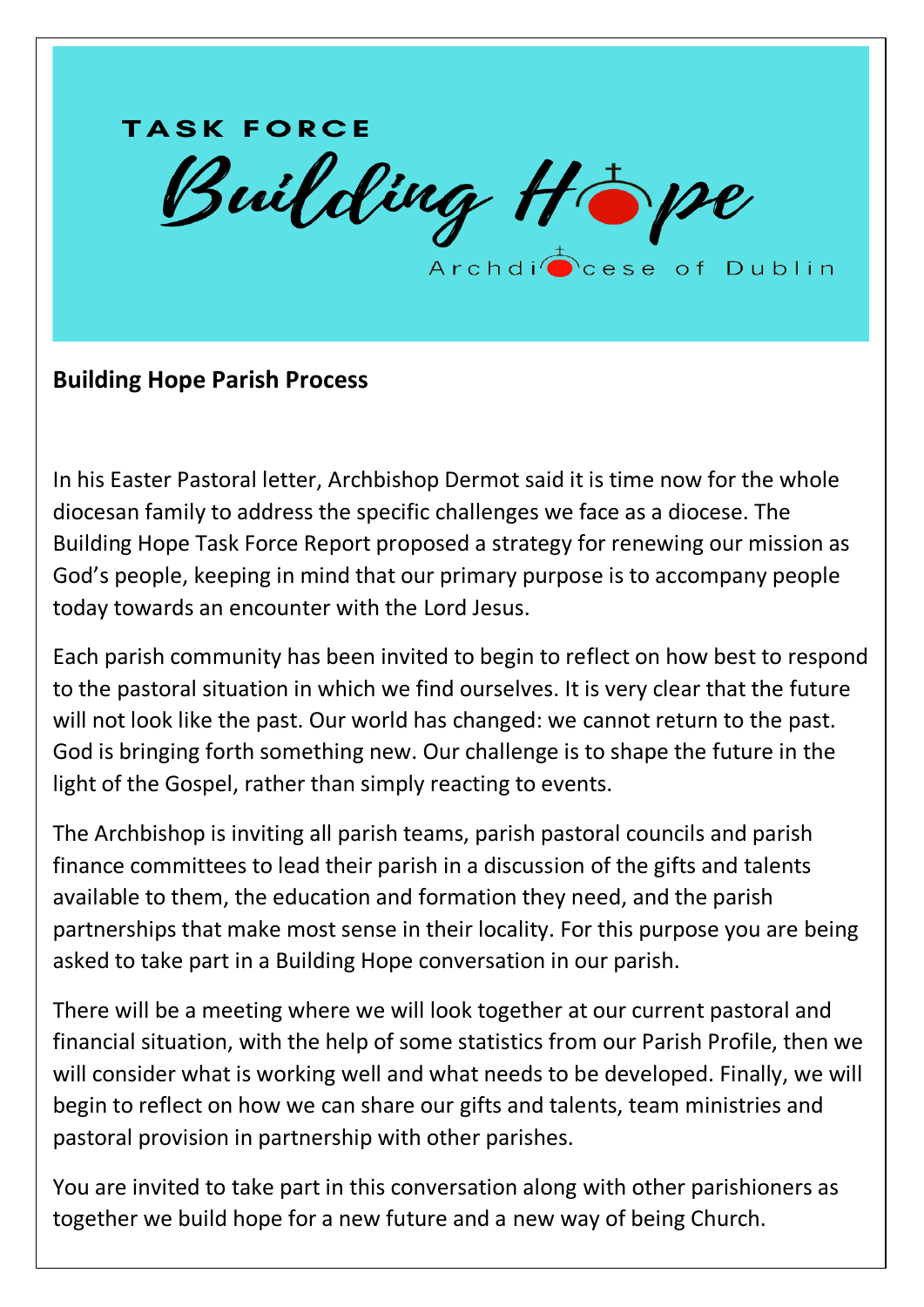TASK FORCE

Building Hope

Archdiocese of Dublin

**Building Hope Parish Process**

In his Easter Pastoral letter, Archbishop Dermot said it is time now for the whole diocesan family to address the specific challenges we face as a diocese. The Building Hope Task Force Report proposed a strategy for renewing our mission as God's people, keeping in mind that our primary purpose is to accompany people today towards an encounter with the Lord Jesus.

Each parish community has been invited to begin to reflect on how best to respond to the pastoral situation in which we find ourselves. It is very clear that the future will not look like the past. Our world has changed: we cannot return to the past. God is bringing forth something new. Our challenge is to shape the future in the light of the Gospel, rather than simply reacting to events.

The Archbishop is inviting all parish teams, parish pastoral councils and parish finance committees to lead their parish in a discussion of the gifts and talents available to them, the education and formation they need, and the parish partnerships that make most sense in their locality. For this purpose you are being asked to take part in a Building Hope conversation in our parish.

There will be a meeting where we will look together at our current pastoral and financial situation, with the help of some statistics from our Parish Profile, then we will consider what is working well and what needs to be developed. Finally, we will begin to reflect on how we can share our gifts and talents, team ministries and pastoral provision in partnership with other parishes.

You are invited to take part in this conversation along with other parishioners as together we build hope for a new future and a new way of being Church.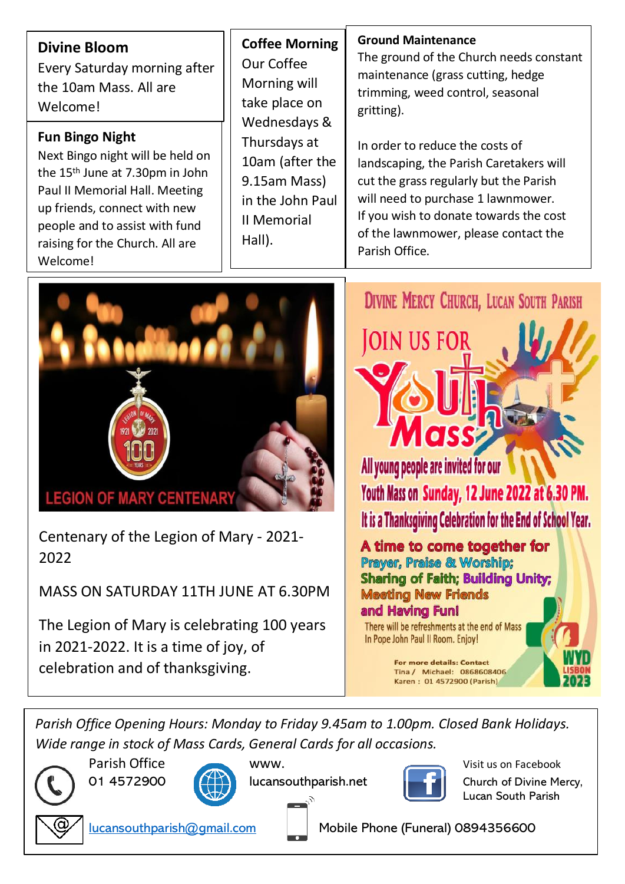## Divine Bloom

Every Saturday morning after the 10am Mass. All are Welcome!

## Fun Bingo Night

Next Bingo night will be held on the 15th June at 7.30pm in John Paul II Memorial Hall. Meeting up friends, connect with new people and to assist with fund raising for the Church. All are Welcome!

## Coffee Morning

Our Coffee Morning will take place on Wednesdays & Thursdays at 10am (after the 9.15am Mass) in the John Paul II Memorial Hall).

## Ground Maintenance

The ground of the Church needs constant maintenance (grass cutting, hedge trimming, weed control, seasonal gritting).

In order to reduce the costs of landscaping, the Parish Caretakers will cut the grass regularly but the Parish will need to purchase 1 lawnmower. If you wish to donate towards the cost of the lawnmower, please contact the Parish Office.

LEGION OF MARY CENTENARY

Centenary of the Legion of Mary - 2021-2022

MASS ON SATURDAY 11TH JUNE AT 6.30PM

The Legion of Mary is celebrating 100 years in 2021-2022. It is a time of joy, of celebration and of thanksgiving.

DIVINE MERCY CHURCH, LUCAN SOUTH PARISH

JOIN US FOR Youth Mass

All young people are invited for our Youth Mass on Sunday, 12 June 2022 at 6.30 PM. It is a Thanksgiving Celebration for the End of School Year.

A time to come together for Prayer, Praise & Worship; Sharing of Faith; Building Unity; Meeting New Friends and Having Fun!

There will be refreshments at the end of Mass In Pope John Paul II Room. Enjoy!

For more details: Contact
Tina / Michael: 0868608406
Karen : 01 4572900 (Parish)

WYD LISBON 2023

*Parish Office Opening Hours: Monday to Friday 9.45am to 1.00pm. Closed Bank Holidays.*
*Wide range in stock of Mass Cards, General Cards for all occasions.*

Parish Office 01 4572900

www. lucansouthparish.net

Visit us on Facebook Church of Divine Mercy, Lucan South Parish

lucansouthparish@gmail.com

Mobile Phone (Funeral) 0894356600